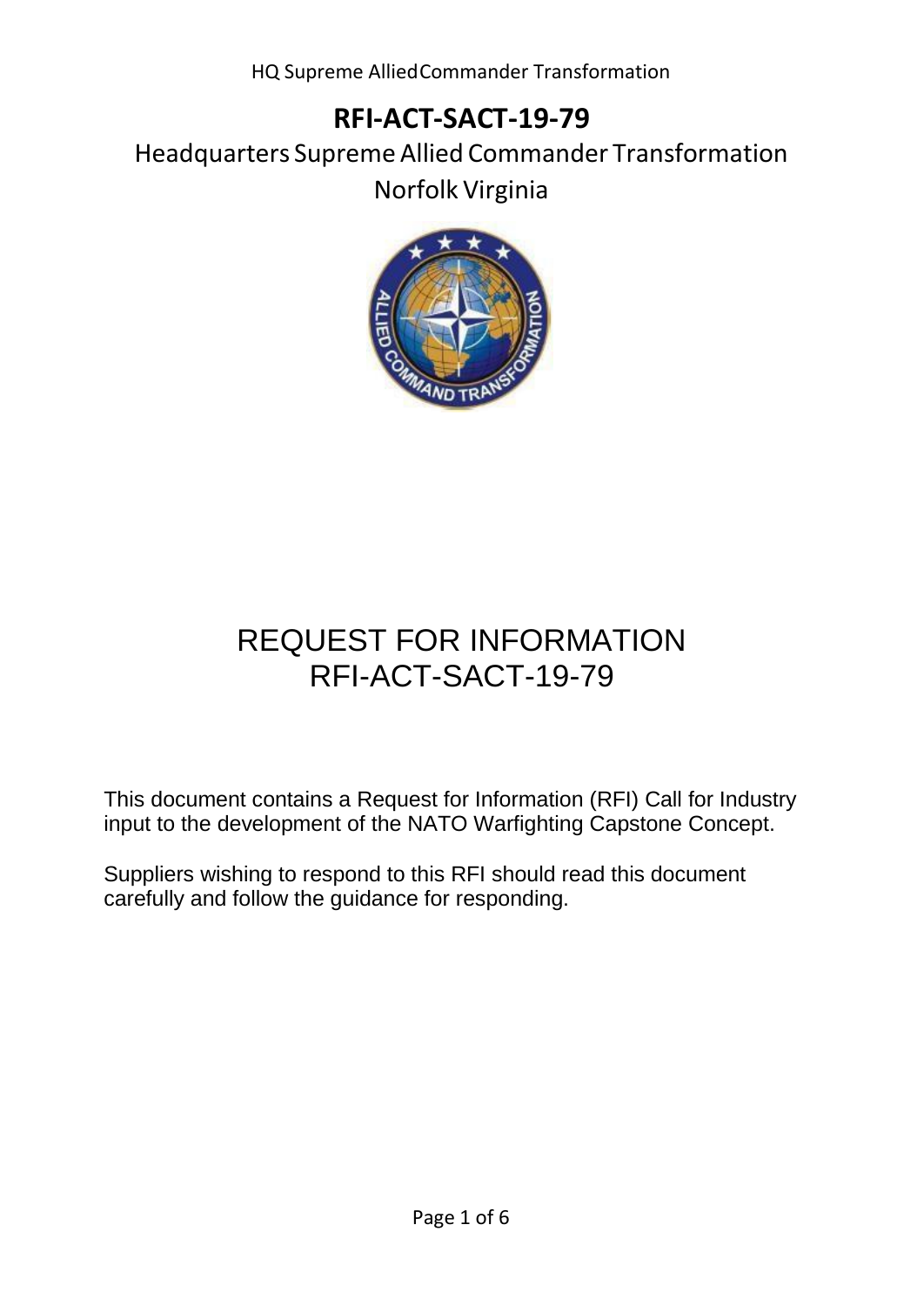# RFI-ACT-SACT-19-79

Headquarters Supreme Allied Commander Transformation

Norfolk Virginia

## REQUEST FOR INFORMATION
## RFI-ACT-SACT-19-79

This document contains a Request for Information (RFI) Call for Industry input to the development of the NATO Warfighting Capstone Concept.

Suppliers wishing to respond to this RFI should read this document carefully and follow the guidance for responding.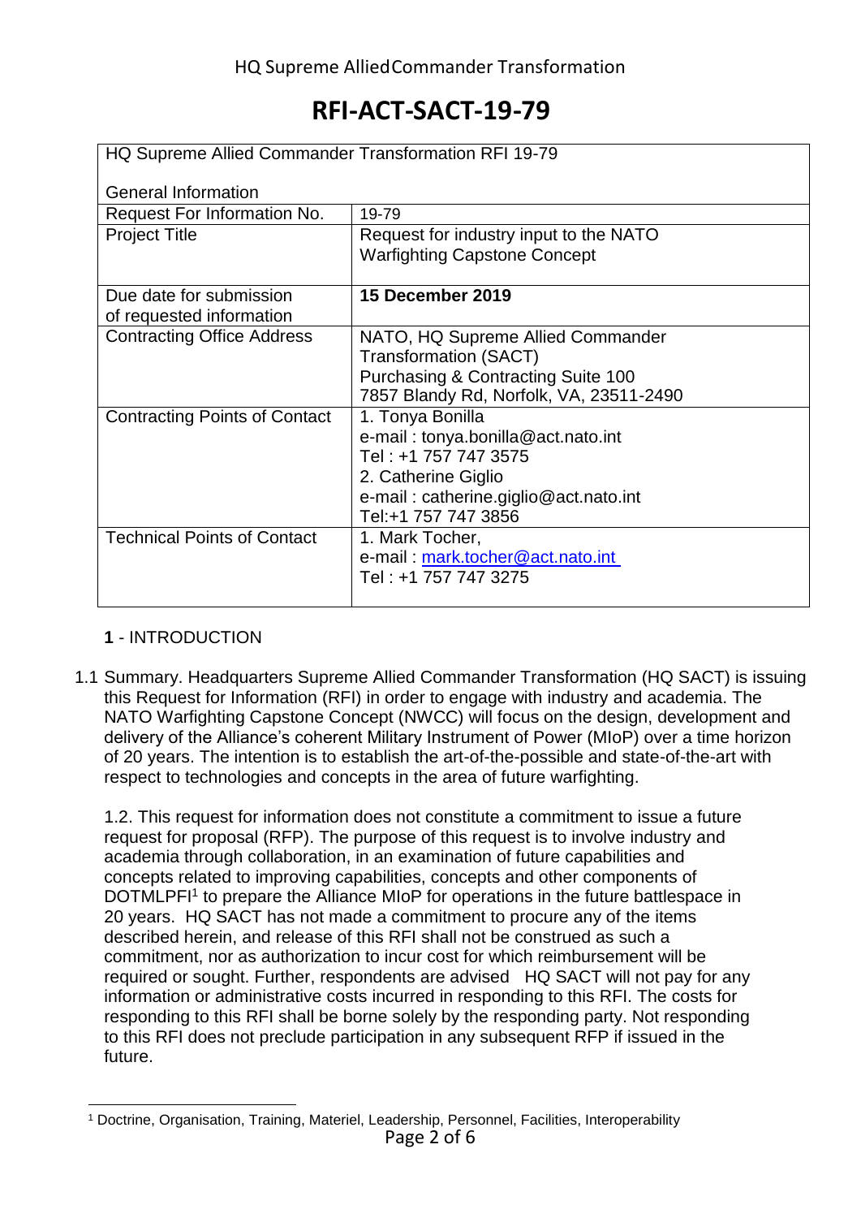HQ Supreme Allied Commander Transformation

# RFI-ACT-SACT-19-79

| HQ Supreme Allied Commander Transformation RFI 19-79<br><br>General Information | |
|---|---|
| Request For Information No. | 19-79 |
| Project Title | Request for industry input to the NATO Warfighting Capstone Concept |
| Due date for submission of requested information | **15 December 2019** |
| Contracting Office Address | NATO, HQ Supreme Allied Commander Transformation (SACT)<br>Purchasing & Contracting Suite 100<br>7857 Blandy Rd, Norfolk, VA, 23511-2490 |
| Contracting Points of Contact | 1. Tonya Bonilla<br>e-mail : tonya.bonilla@act.nato.int<br>Tel : +1 757 747 3575<br>2. Catherine Giglio<br>e-mail : catherine.giglio@act.nato.int<br>Tel:+1 757 747 3856 |
| Technical Points of Contact | 1. Mark Tocher,<br>e-mail : mark.tocher@act.nato.int<br>Tel : +1 757 747 3275 |

## **1** - INTRODUCTION

1.1 Summary. Headquarters Supreme Allied Commander Transformation (HQ SACT) is issuing this Request for Information (RFI) in order to engage with industry and academia. The NATO Warfighting Capstone Concept (NWCC) will focus on the design, development and delivery of the Alliance's coherent Military Instrument of Power (MIoP) over a time horizon of 20 years. The intention is to establish the art-of-the-possible and state-of-the-art with respect to technologies and concepts in the area of future warfighting.

1.2. This request for information does not constitute a commitment to issue a future request for proposal (RFP). The purpose of this request is to involve industry and academia through collaboration, in an examination of future capabilities and concepts related to improving capabilities, concepts and other components of DOTMLPFI[1] to prepare the Alliance MIoP for operations in the future battlespace in 20 years. HQ SACT has not made a commitment to procure any of the items described herein, and release of this RFI shall not be construed as such a commitment, nor as authorization to incur cost for which reimbursement will be required or sought. Further, respondents are advised HQ SACT will not pay for any information or administrative costs incurred in responding to this RFI. The costs for responding to this RFI shall be borne solely by the responding party. Not responding to this RFI does not preclude participation in any subsequent RFP if issued in the future.

[1] Doctrine, Organisation, Training, Materiel, Leadership, Personnel, Facilities, Interoperability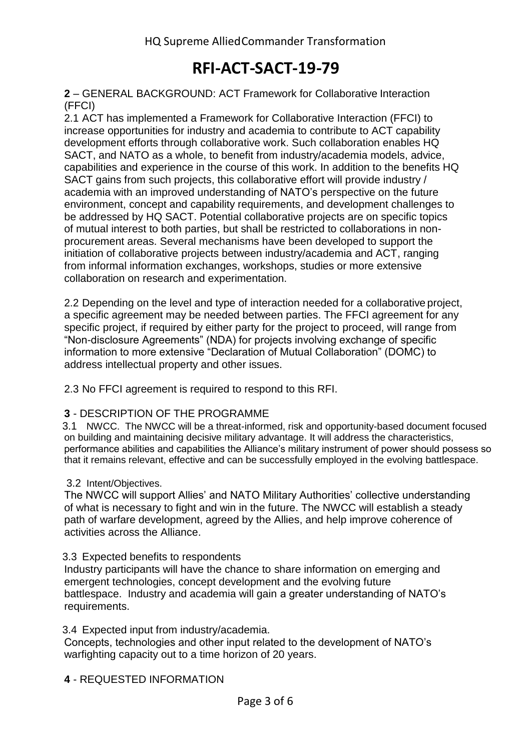# RFI-ACT-SACT-19-79

**2** – GENERAL BACKGROUND: ACT Framework for Collaborative Interaction (FFCI)

2.1 ACT has implemented a Framework for Collaborative Interaction (FFCI) to increase opportunities for industry and academia to contribute to ACT capability development efforts through collaborative work. Such collaboration enables HQ SACT, and NATO as a whole, to benefit from industry/academia models, advice, capabilities and experience in the course of this work. In addition to the benefits HQ SACT gains from such projects, this collaborative effort will provide industry / academia with an improved understanding of NATO's perspective on the future environment, concept and capability requirements, and development challenges to be addressed by HQ SACT. Potential collaborative projects are on specific topics of mutual interest to both parties, but shall be restricted to collaborations in non-procurement areas. Several mechanisms have been developed to support the initiation of collaborative projects between industry/academia and ACT, ranging from informal information exchanges, workshops, studies or more extensive collaboration on research and experimentation.

2.2 Depending on the level and type of interaction needed for a collaborative project, a specific agreement may be needed between parties. The FFCI agreement for any specific project, if required by either party for the project to proceed, will range from "Non-disclosure Agreements" (NDA) for projects involving exchange of specific information to more extensive "Declaration of Mutual Collaboration" (DOMC) to address intellectual property and other issues.

2.3 No FFCI agreement is required to respond to this RFI.

**3** - DESCRIPTION OF THE PROGRAMME

3.1 NWCC. The NWCC will be a threat-informed, risk and opportunity-based document focused on building and maintaining decisive military advantage. It will address the characteristics, performance abilities and capabilities the Alliance's military instrument of power should possess so that it remains relevant, effective and can be successfully employed in the evolving battlespace.

3.2 Intent/Objectives.

The NWCC will support Allies' and NATO Military Authorities' collective understanding of what is necessary to fight and win in the future. The NWCC will establish a steady path of warfare development, agreed by the Allies, and help improve coherence of activities across the Alliance.

3.3 Expected benefits to respondents

Industry participants will have the chance to share information on emerging and emergent technologies, concept development and the evolving future battlespace. Industry and academia will gain a greater understanding of NATO's requirements.

3.4 Expected input from industry/academia.

Concepts, technologies and other input related to the development of NATO's warfighting capacity out to a time horizon of 20 years.

**4** - REQUESTED INFORMATION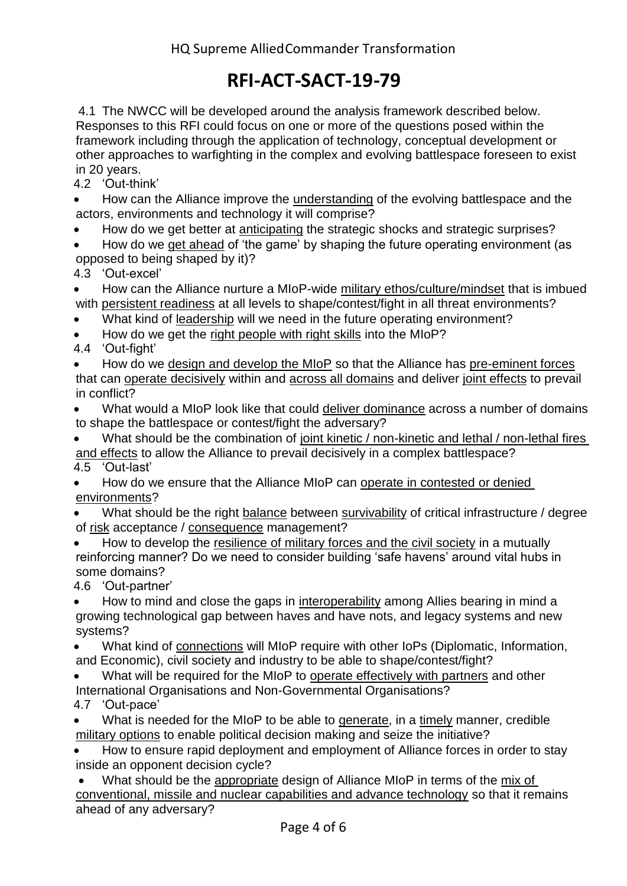4.1 The NWCC will be developed around the analysis framework described below. Responses to this RFI could focus on one or more of the questions posed within the framework including through the application of technology, conceptual development or other approaches to warfighting in the complex and evolving battlespace foreseen to exist in 20 years.

4.2 'Out-think'

- How can the Alliance improve the understanding of the evolving battlespace and the actors, environments and technology it will comprise?
- How do we get better at anticipating the strategic shocks and strategic surprises?
- How do we get ahead of 'the game' by shaping the future operating environment (as opposed to being shaped by it)?

4.3 'Out-excel'

- How can the Alliance nurture a MIoP-wide military ethos/culture/mindset that is imbued with persistent readiness at all levels to shape/contest/fight in all threat environments?
- What kind of leadership will we need in the future operating environment?
- How do we get the right people with right skills into the MIoP?

4.4 'Out-fight'

- How do we design and develop the MIoP so that the Alliance has pre-eminent forces that can operate decisively within and across all domains and deliver joint effects to prevail in conflict?
- What would a MIoP look like that could deliver dominance across a number of domains to shape the battlespace or contest/fight the adversary?
- What should be the combination of joint kinetic / non-kinetic and lethal / non-lethal fires and effects to allow the Alliance to prevail decisively in a complex battlespace?

4.5 'Out-last'

- How do we ensure that the Alliance MIoP can operate in contested or denied environments?
- What should be the right balance between survivability of critical infrastructure / degree of risk acceptance / consequence management?
- How to develop the resilience of military forces and the civil society in a mutually reinforcing manner? Do we need to consider building 'safe havens' around vital hubs in some domains?

4.6 'Out-partner'

- How to mind and close the gaps in interoperability among Allies bearing in mind a growing technological gap between haves and have nots, and legacy systems and new systems?
- What kind of connections will MIoP require with other IoPs (Diplomatic, Information, and Economic), civil society and industry to be able to shape/contest/fight?
- What will be required for the MIoP to operate effectively with partners and other International Organisations and Non-Governmental Organisations?

4.7 'Out-pace'

- What is needed for the MIoP to be able to generate, in a timely manner, credible military options to enable political decision making and seize the initiative?
- How to ensure rapid deployment and employment of Alliance forces in order to stay inside an opponent decision cycle?
- What should be the appropriate design of Alliance MIoP in terms of the mix of conventional, missile and nuclear capabilities and advance technology so that it remains ahead of any adversary?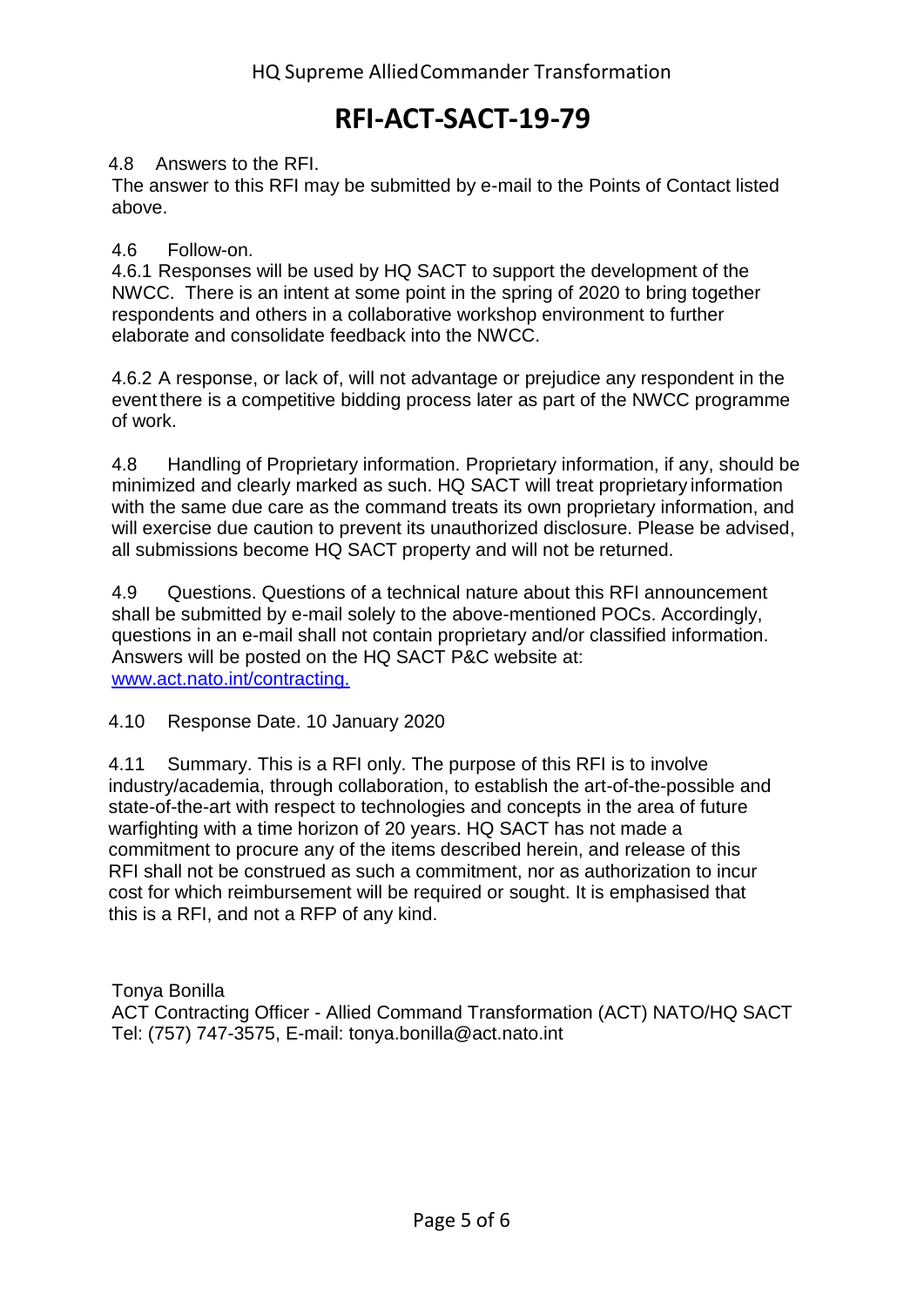4.8 Answers to the RFI.

The answer to this RFI may be submitted by e-mail to the Points of Contact listed above.

4.6 Follow-on.

4.6.1 Responses will be used by HQ SACT to support the development of the NWCC. There is an intent at some point in the spring of 2020 to bring together respondents and others in a collaborative workshop environment to further elaborate and consolidate feedback into the NWCC.

4.6.2 A response, or lack of, will not advantage or prejudice any respondent in the event there is a competitive bidding process later as part of the NWCC programme of work.

4.8 Handling of Proprietary information. Proprietary information, if any, should be minimized and clearly marked as such. HQ SACT will treat proprietary information with the same due care as the command treats its own proprietary information, and will exercise due caution to prevent its unauthorized disclosure. Please be advised, all submissions become HQ SACT property and will not be returned.

4.9 Questions. Questions of a technical nature about this RFI announcement shall be submitted by e-mail solely to the above-mentioned POCs. Accordingly, questions in an e-mail shall not contain proprietary and/or classified information. Answers will be posted on the HQ SACT P&C website at: [www.act.nato.int/contracting.](www.act.nato.int/contracting)

4.10 Response Date. 10 January 2020

4.11 Summary. This is a RFI only. The purpose of this RFI is to involve industry/academia, through collaboration, to establish the art-of-the-possible and state-of-the-art with respect to technologies and concepts in the area of future warfighting with a time horizon of 20 years. HQ SACT has not made a commitment to procure any of the items described herein, and release of this RFI shall not be construed as such a commitment, nor as authorization to incur cost for which reimbursement will be required or sought. It is emphasised that this is a RFI, and not a RFP of any kind.

Tonya Bonilla

ACT Contracting Officer - Allied Command Transformation (ACT) NATO/HQ SACT

Tel: (757) 747-3575, E-mail: tonya.bonilla@act.nato.int